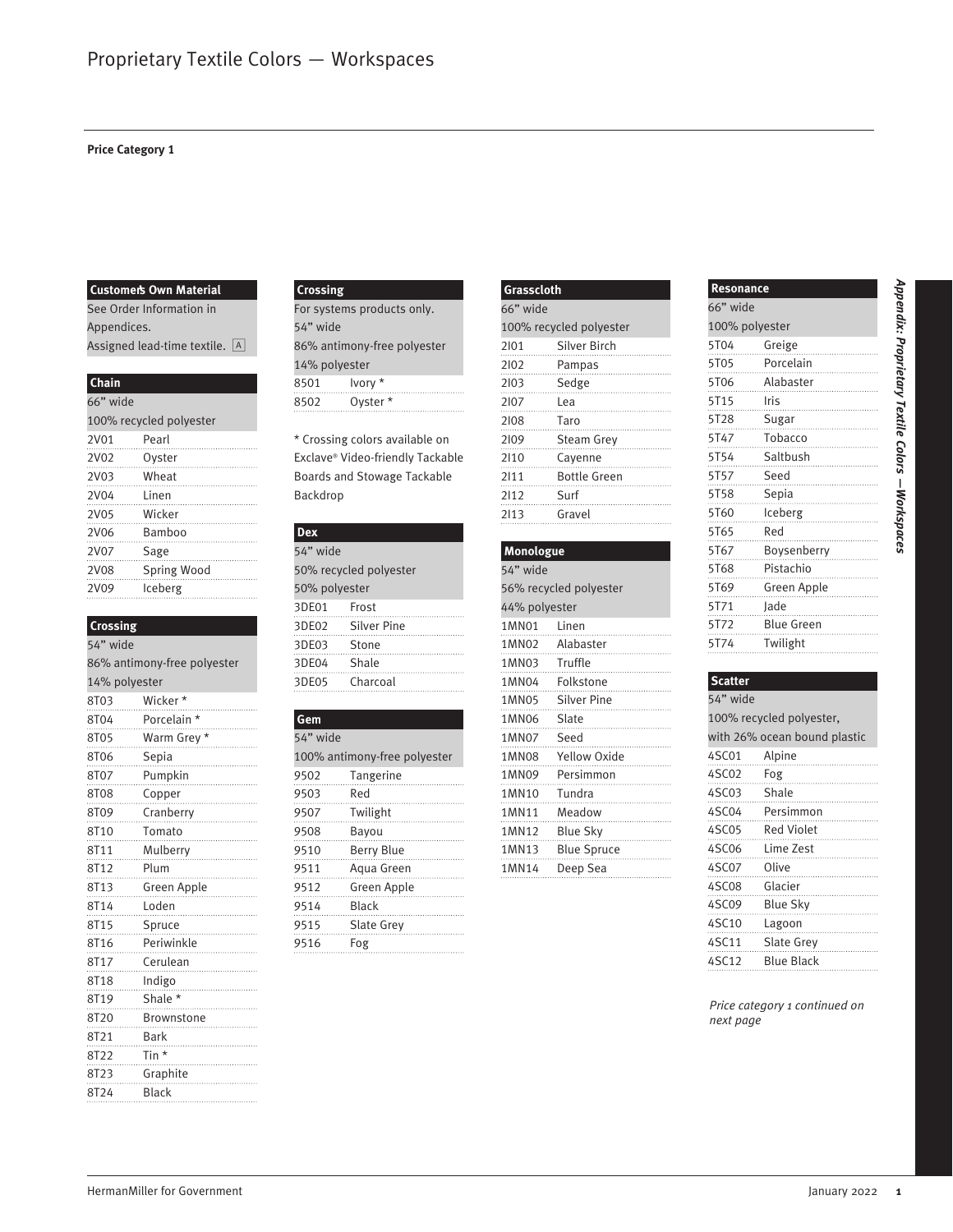# Proprietary Textile Colors — Workspaces

**Price Category 1**

### Customer's Own Material

See Order Information in Appendices.
Assigned lead-time textile. [A]

### Chain

66" wide
100% recycled polyester

| Code | Color |
|---|---|
| 2V01 | Pearl |
| 2V02 | Oyster |
| 2V03 | Wheat |
| 2V04 | Linen |
| 2V05 | Wicker |
| 2V06 | Bamboo |
| 2V07 | Sage |
| 2V08 | Spring Wood |
| 2V09 | Iceberg |

### Crossing

54" wide
86% antimony-free polyester
14% polyester

| Code | Color |
|---|---|
| 8T03 | Wicker * |
| 8T04 | Porcelain * |
| 8T05 | Warm Grey * |
| 8T06 | Sepia |
| 8T07 | Pumpkin |
| 8T08 | Copper |
| 8T09 | Cranberry |
| 8T10 | Tomato |
| 8T11 | Mulberry |
| 8T12 | Plum |
| 8T13 | Green Apple |
| 8T14 | Loden |
| 8T15 | Spruce |
| 8T16 | Periwinkle |
| 8T17 | Cerulean |
| 8T18 | Indigo |
| 8T19 | Shale * |
| 8T20 | Brownstone |
| 8T21 | Bark |
| 8T22 | Tin * |
| 8T23 | Graphite |
| 8T24 | Black |

### Crossing

For systems products only.
54" wide
86% antimony-free polyester
14% polyester

| Code | Color |
|---|---|
| 8501 | Ivory * |
| 8502 | Oyster * |

* Crossing colors available on Exclave® Video-friendly Tackable Boards and Stowage Tackable Backdrop

### Dex

54" wide
50% recycled polyester
50% polyester

| Code | Color |
|---|---|
| 3DE01 | Frost |
| 3DE02 | Silver Pine |
| 3DE03 | Stone |
| 3DE04 | Shale |
| 3DE05 | Charcoal |

### Gem

54" wide
100% antimony-free polyester

| Code | Color |
|---|---|
| 9502 | Tangerine |
| 9503 | Red |
| 9507 | Twilight |
| 9508 | Bayou |
| 9510 | Berry Blue |
| 9511 | Aqua Green |
| 9512 | Green Apple |
| 9514 | Black |
| 9515 | Slate Grey |
| 9516 | Fog |

### Grasscloth

66" wide
100% recycled polyester

| Code | Color |
|---|---|
| 2I01 | Silver Birch |
| 2I02 | Pampas |
| 2I03 | Sedge |
| 2I07 | Lea |
| 2I08 | Taro |
| 2I09 | Steam Grey |
| 2I10 | Cayenne |
| 2I11 | Bottle Green |
| 2I12 | Surf |
| 2I13 | Gravel |

### Monologue

54" wide
56% recycled polyester
44% polyester

| Code | Color |
|---|---|
| 1MN01 | Linen |
| 1MN02 | Alabaster |
| 1MN03 | Truffle |
| 1MN04 | Folkstone |
| 1MN05 | Silver Pine |
| 1MN06 | Slate |
| 1MN07 | Seed |
| 1MN08 | Yellow Oxide |
| 1MN09 | Persimmon |
| 1MN10 | Tundra |
| 1MN11 | Meadow |
| 1MN12 | Blue Sky |
| 1MN13 | Blue Spruce |
| 1MN14 | Deep Sea |

### Resonance

66" wide
100% polyester

| Code | Color |
|---|---|
| 5T04 | Greige |
| 5T05 | Porcelain |
| 5T06 | Alabaster |
| 5T15 | Iris |
| 5T28 | Sugar |
| 5T47 | Tobacco |
| 5T54 | Saltbush |
| 5T57 | Seed |
| 5T58 | Sepia |
| 5T60 | Iceberg |
| 5T65 | Red |
| 5T67 | Boysenberry |
| 5T68 | Pistachio |
| 5T69 | Green Apple |
| 5T71 | Jade |
| 5T72 | Blue Green |
| 5T74 | Twilight |

### Scatter

54" wide
100% recycled polyester, with 26% ocean bound plastic

| Code | Color |
|---|---|
| 4SC01 | Alpine |
| 4SC02 | Fog |
| 4SC03 | Shale |
| 4SC04 | Persimmon |
| 4SC05 | Red Violet |
| 4SC06 | Lime Zest |
| 4SC07 | Olive |
| 4SC08 | Glacier |
| 4SC09 | Blue Sky |
| 4SC10 | Lagoon |
| 4SC11 | Slate Grey |
| 4SC12 | Blue Black |

*Price category 1 continued on next page*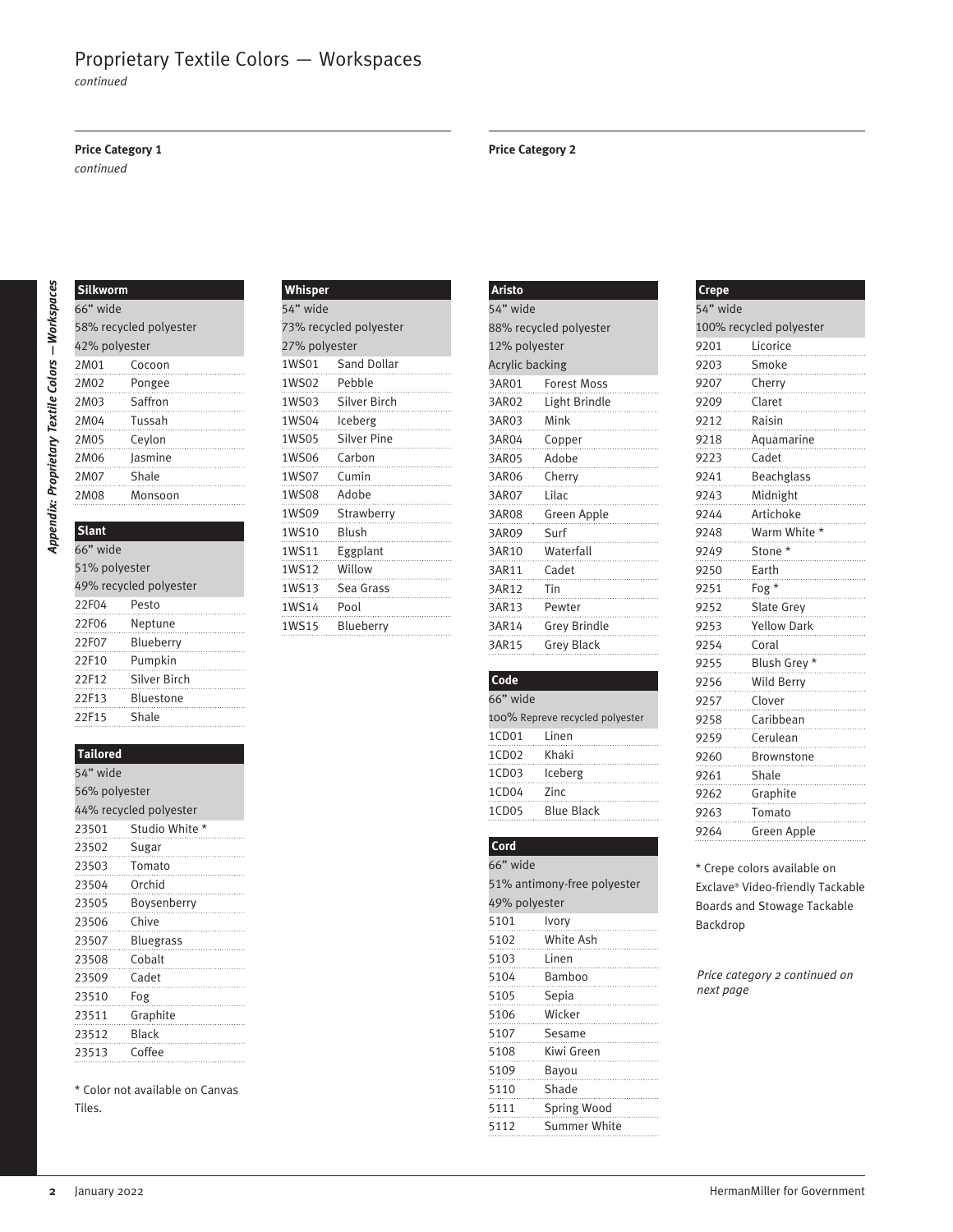# Proprietary Textile Colors — Workspaces

*continued*

**Price Category 1**

*continued*

| Silkworm | |
|---|---|
| 66" wide | |
| 58% recycled polyester | |
| 42% polyester | |
| 2M01 | Cocoon |
| 2M02 | Pongee |
| 2M03 | Saffron |
| 2M04 | Tussah |
| 2M05 | Ceylon |
| 2M06 | Jasmine |
| 2M07 | Shale |
| 2M08 | Monsoon |

| Slant | |
|---|---|
| 66" wide | |
| 51% polyester | |
| 49% recycled polyester | |
| 22F04 | Pesto |
| 22F06 | Neptune |
| 22F07 | Blueberry |
| 22F10 | Pumpkin |
| 22F12 | Silver Birch |
| 22F13 | Bluestone |
| 22F15 | Shale |

| Tailored | |
|---|---|
| 54" wide | |
| 56% polyester | |
| 44% recycled polyester | |
| 23501 | Studio White * |
| 23502 | Sugar |
| 23503 | Tomato |
| 23504 | Orchid |
| 23505 | Boysenberry |
| 23506 | Chive |
| 23507 | Bluegrass |
| 23508 | Cobalt |
| 23509 | Cadet |
| 23510 | Fog |
| 23511 | Graphite |
| 23512 | Black |
| 23513 | Coffee |

\* Color not available on Canvas Tiles.

| Whisper | |
|---|---|
| 54" wide | |
| 73% recycled polyester | |
| 27% polyester | |
| 1WS01 | Sand Dollar |
| 1WS02 | Pebble |
| 1WS03 | Silver Birch |
| 1WS04 | Iceberg |
| 1WS05 | Silver Pine |
| 1WS06 | Carbon |
| 1WS07 | Cumin |
| 1WS08 | Adobe |
| 1WS09 | Strawberry |
| 1WS10 | Blush |
| 1WS11 | Eggplant |
| 1WS12 | Willow |
| 1WS13 | Sea Grass |
| 1WS14 | Pool |
| 1WS15 | Blueberry |

**Price Category 2**

| Aristo | |
|---|---|
| 54" wide | |
| 88% recycled polyester | |
| 12% polyester | |
| Acrylic backing | |
| 3AR01 | Forest Moss |
| 3AR02 | Light Brindle |
| 3AR03 | Mink |
| 3AR04 | Copper |
| 3AR05 | Adobe |
| 3AR06 | Cherry |
| 3AR07 | Lilac |
| 3AR08 | Green Apple |
| 3AR09 | Surf |
| 3AR10 | Waterfall |
| 3AR11 | Cadet |
| 3AR12 | Tin |
| 3AR13 | Pewter |
| 3AR14 | Grey Brindle |
| 3AR15 | Grey Black |

| Code | |
|---|---|
| 66" wide | |
| 100% Repreve recycled polyester | |
| 1CD01 | Linen |
| 1CD02 | Khaki |
| 1CD03 | Iceberg |
| 1CD04 | Zinc |
| 1CD05 | Blue Black |

| Cord | |
|---|---|
| 66" wide | |
| 51% antimony-free polyester | |
| 49% polyester | |
| 5101 | Ivory |
| 5102 | White Ash |
| 5103 | Linen |
| 5104 | Bamboo |
| 5105 | Sepia |
| 5106 | Wicker |
| 5107 | Sesame |
| 5108 | Kiwi Green |
| 5109 | Bayou |
| 5110 | Shade |
| 5111 | Spring Wood |
| 5112 | Summer White |

| Crepe | |
|---|---|
| 54" wide | |
| 100% recycled polyester | |
| 9201 | Licorice |
| 9203 | Smoke |
| 9207 | Cherry |
| 9209 | Claret |
| 9212 | Raisin |
| 9218 | Aquamarine |
| 9223 | Cadet |
| 9241 | Beachglass |
| 9243 | Midnight |
| 9244 | Artichoke |
| 9248 | Warm White * |
| 9249 | Stone * |
| 9250 | Earth |
| 9251 | Fog * |
| 9252 | Slate Grey |
| 9253 | Yellow Dark |
| 9254 | Coral |
| 9255 | Blush Grey * |
| 9256 | Wild Berry |
| 9257 | Clover |
| 9258 | Caribbean |
| 9259 | Cerulean |
| 9260 | Brownstone |
| 9261 | Shale |
| 9262 | Graphite |
| 9263 | Tomato |
| 9264 | Green Apple |

\* Crepe colors available on Exclave® Video-friendly Tackable Boards and Stowage Tackable Backdrop

*Price category 2 continued on next page*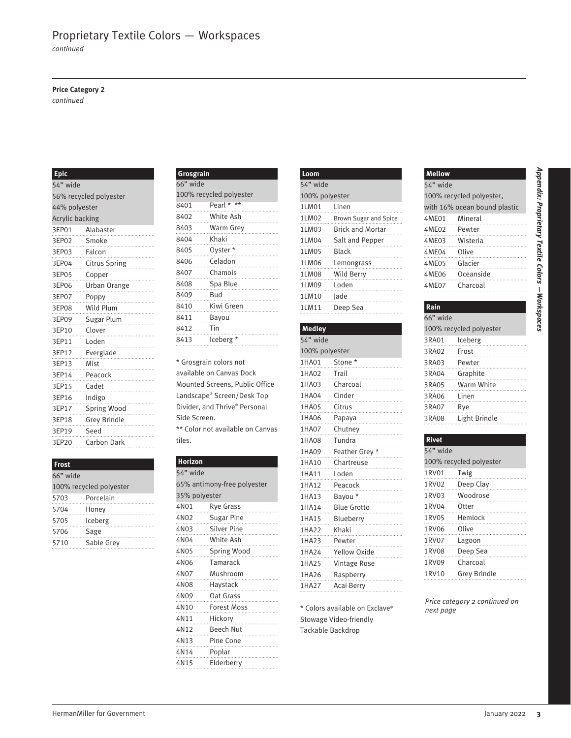## Proprietary Textile Colors — Workspaces

*continued*

**Price Category 2**

*continued*

### Epic

54" wide
56% recycled polyester
44% polyester
Acrylic backing

| Code | Color |
|---|---|
| 3EP01 | Alabaster |
| 3EP02 | Smoke |
| 3EP03 | Falcon |
| 3EP04 | Citrus Spring |
| 3EP05 | Copper |
| 3EP06 | Urban Orange |
| 3EP07 | Poppy |
| 3EP08 | Wild Plum |
| 3EP09 | Sugar Plum |
| 3EP10 | Clover |
| 3EP11 | Loden |
| 3EP12 | Everglade |
| 3EP13 | Mist |
| 3EP14 | Peacock |
| 3EP15 | Cadet |
| 3EP16 | Indigo |
| 3EP17 | Spring Wood |
| 3EP18 | Grey Brindle |
| 3EP19 | Seed |
| 3EP20 | Carbon Dark |

### Frost

66" wide
100% recycled polyester

| Code | Color |
|---|---|
| 5703 | Porcelain |
| 5704 | Honey |
| 5705 | Iceberg |
| 5706 | Sage |
| 5710 | Sable Grey |

### Grosgrain

66" wide
100% recycled polyester

| Code | Color |
|---|---|
| 8401 | Pearl * ** |
| 8402 | White Ash |
| 8403 | Warm Grey |
| 8404 | Khaki |
| 8405 | Oyster * |
| 8406 | Celadon |
| 8407 | Chamois |
| 8408 | Spa Blue |
| 8409 | Bud |
| 8410 | Kiwi Green |
| 8411 | Bayou |
| 8412 | Tin |
| 8413 | Iceberg * |

* Grosgrain colors not available on Canvas Dock Mounted Screens, Public Office Landscape® Screen/Desk Top Divider, and Thrive® Personal Side Screen.

** Color not available on Canvas tiles.

### Horizon

54" wide
65% antimony-free polyester
35% polyester

| Code | Color |
|---|---|
| 4N01 | Rye Grass |
| 4N02 | Sugar Pine |
| 4N03 | Silver Pine |
| 4N04 | White Ash |
| 4N05 | Spring Wood |
| 4N06 | Tamarack |
| 4N07 | Mushroom |
| 4N08 | Haystack |
| 4N09 | Oat Grass |
| 4N10 | Forest Moss |
| 4N11 | Hickory |
| 4N12 | Beech Nut |
| 4N13 | Pine Cone |
| 4N14 | Poplar |
| 4N15 | Elderberry |

### Loom

54" wide
100% polyester

| Code | Color |
|---|---|
| 1LM01 | Linen |
| 1LM02 | Brown Sugar and Spice |
| 1LM03 | Brick and Mortar |
| 1LM04 | Salt and Pepper |
| 1LM05 | Black |
| 1LM06 | Lemongrass |
| 1LM08 | Wild Berry |
| 1LM09 | Loden |
| 1LM10 | Jade |
| 1LM11 | Deep Sea |

### Medley

54" wide
100% polyester

| Code | Color |
|---|---|
| 1HA01 | Stone * |
| 1HA02 | Trail |
| 1HA03 | Charcoal |
| 1HA04 | Cinder |
| 1HA05 | Citrus |
| 1HA06 | Papaya |
| 1HA07 | Chutney |
| 1HA08 | Tundra |
| 1HA09 | Feather Grey * |
| 1HA10 | Chartreuse |
| 1HA11 | Loden |
| 1HA12 | Peacock |
| 1HA13 | Bayou * |
| 1HA14 | Blue Grotto |
| 1HA15 | Blueberry |
| 1HA22 | Khaki |
| 1HA23 | Pewter |
| 1HA24 | Yellow Oxide |
| 1HA25 | Vintage Rose |
| 1HA26 | Raspberry |
| 1HA27 | Acai Berry |

* Colors available on Exclave® Stowage Video-friendly Tackable Backdrop

### Mellow

54" wide
100% recycled polyester, with 16% ocean bound plastic

| Code | Color |
|---|---|
| 4ME01 | Mineral |
| 4ME02 | Pewter |
| 4ME03 | Wisteria |
| 4ME04 | Olive |
| 4ME05 | Glacier |
| 4ME06 | Oceanside |
| 4ME07 | Charcoal |

### Rain

66" wide
100% recycled polyester

| Code | Color |
|---|---|
| 3RA01 | Iceberg |
| 3RA02 | Frost |
| 3RA03 | Pewter |
| 3RA04 | Graphite |
| 3RA05 | Warm White |
| 3RA06 | Linen |
| 3RA07 | Rye |
| 3RA08 | Light Brindle |

### Rivet

54" wide
100% recycled polyester

| Code | Color |
|---|---|
| 1RV01 | Twig |
| 1RV02 | Deep Clay |
| 1RV03 | Woodrose |
| 1RV04 | Otter |
| 1RV05 | Hemlock |
| 1RV06 | Olive |
| 1RV07 | Lagoon |
| 1RV08 | Deep Sea |
| 1RV09 | Charcoal |
| 1RV10 | Grey Brindle |

*Price category 2 continued on next page*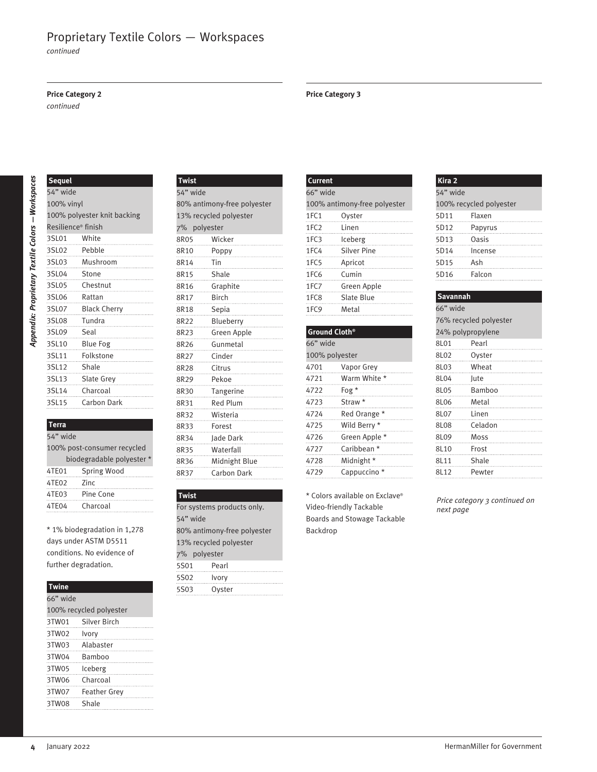# Proprietary Textile Colors — Workspaces

*continued*

## Price Category 2

*continued*

### Sequel

54" wide
100% vinyl
100% polyester knit backing
Resilience® finish

| Code | Color |
|---|---|
| 3SL01 | White |
| 3SL02 | Pebble |
| 3SL03 | Mushroom |
| 3SL04 | Stone |
| 3SL05 | Chestnut |
| 3SL06 | Rattan |
| 3SL07 | Black Cherry |
| 3SL08 | Tundra |
| 3SL09 | Seal |
| 3SL10 | Blue Fog |
| 3SL11 | Folkstone |
| 3SL12 | Shale |
| 3SL13 | Slate Grey |
| 3SL14 | Charcoal |
| 3SL15 | Carbon Dark |

### Terra

54" wide
100% post-consumer recycled biodegradable polyester *

| Code | Color |
|---|---|
| 4TE01 | Spring Wood |
| 4TE02 | Zinc |
| 4TE03 | Pine Cone |
| 4TE04 | Charcoal |

* 1% biodegradation in 1,278 days under ASTM D5511 conditions. No evidence of further degradation.

### Twine

66" wide
100% recycled polyester

| Code | Color |
|---|---|
| 3TW01 | Silver Birch |
| 3TW02 | Ivory |
| 3TW03 | Alabaster |
| 3TW04 | Bamboo |
| 3TW05 | Iceberg |
| 3TW06 | Charcoal |
| 3TW07 | Feather Grey |
| 3TW08 | Shale |

### Twist

54" wide
80% antimony-free polyester
13% recycled polyester
7% polyester

| Code | Color |
|---|---|
| 8R05 | Wicker |
| 8R10 | Poppy |
| 8R14 | Tin |
| 8R15 | Shale |
| 8R16 | Graphite |
| 8R17 | Birch |
| 8R18 | Sepia |
| 8R22 | Blueberry |
| 8R23 | Green Apple |
| 8R26 | Gunmetal |
| 8R27 | Cinder |
| 8R28 | Citrus |
| 8R29 | Pekoe |
| 8R30 | Tangerine |
| 8R31 | Red Plum |
| 8R32 | Wisteria |
| 8R33 | Forest |
| 8R34 | Jade Dark |
| 8R35 | Waterfall |
| 8R36 | Midnight Blue |
| 8R37 | Carbon Dark |

### Twist

For systems products only.
54" wide
80% antimony-free polyester
13% recycled polyester
7% polyester

| Code | Color |
|---|---|
| 5S01 | Pearl |
| 5S02 | Ivory |
| 5S03 | Oyster |

## Price Category 3

### Current

66" wide
100% antimony-free polyester

| Code | Color |
|---|---|
| 1FC1 | Oyster |
| 1FC2 | Linen |
| 1FC3 | Iceberg |
| 1FC4 | Silver Pine |
| 1FC5 | Apricot |
| 1FC6 | Cumin |
| 1FC7 | Green Apple |
| 1FC8 | Slate Blue |
| 1FC9 | Metal |

### Ground Cloth®

66" wide
100% polyester

| Code | Color |
|---|---|
| 4701 | Vapor Grey |
| 4721 | Warm White * |
| 4722 | Fog * |
| 4723 | Straw * |
| 4724 | Red Orange * |
| 4725 | Wild Berry * |
| 4726 | Green Apple * |
| 4727 | Caribbean * |
| 4728 | Midnight * |
| 4729 | Cappuccino * |

* Colors available on Exclave® Video-friendly Tackable Boards and Stowage Tackable Backdrop

### Kira 2

54" wide
100% recycled polyester

| Code | Color |
|---|---|
| 5D11 | Flaxen |
| 5D12 | Papyrus |
| 5D13 | Oasis |
| 5D14 | Incense |
| 5D15 | Ash |
| 5D16 | Falcon |

### Savannah

66" wide
76% recycled polyester
24% polypropylene

| Code | Color |
|---|---|
| 8L01 | Pearl |
| 8L02 | Oyster |
| 8L03 | Wheat |
| 8L04 | Jute |
| 8L05 | Bamboo |
| 8L06 | Metal |
| 8L07 | Linen |
| 8L08 | Celadon |
| 8L09 | Moss |
| 8L10 | Frost |
| 8L11 | Shale |
| 8L12 | Pewter |

*Price category 3 continued on next page*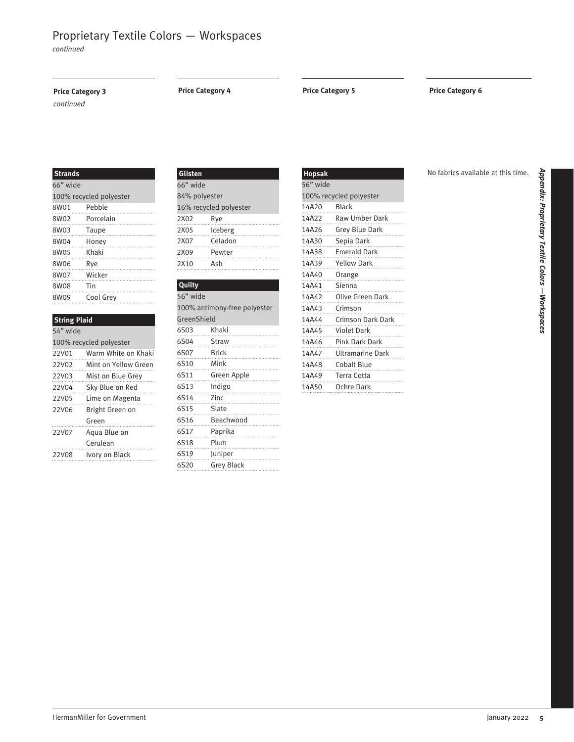# Proprietary Textile Colors — Workspaces

*continued*

## Price Category 3

*continued*

| Strands | |
|---|---|
| 66" wide | |
| 100% recycled polyester | |
| 8W01 | Pebble |
| 8W02 | Porcelain |
| 8W03 | Taupe |
| 8W04 | Honey |
| 8W05 | Khaki |
| 8W06 | Rye |
| 8W07 | Wicker |
| 8W08 | Tin |
| 8W09 | Cool Grey |

| String Plaid | |
|---|---|
| 54" wide | |
| 100% recycled polyester | |
| 22V01 | Warm White on Khaki |
| 22V02 | Mint on Yellow Green |
| 22V03 | Mist on Blue Grey |
| 22V04 | Sky Blue on Red |
| 22V05 | Lime on Magenta |
| 22V06 | Bright Green on Green |
| 22V07 | Aqua Blue on Cerulean |
| 22V08 | Ivory on Black |

## Price Category 4

| Glisten | |
|---|---|
| 66" wide | |
| 84% polyester | |
| 16% recycled polyester | |
| 2X02 | Rye |
| 2X05 | Iceberg |
| 2X07 | Celadon |
| 2X09 | Pewter |
| 2X10 | Ash |

| Quilty | |
|---|---|
| 56" wide | |
| 100% antimony-free polyester | |
| GreenShield | |
| 6S03 | Khaki |
| 6S04 | Straw |
| 6S07 | Brick |
| 6S10 | Mink |
| 6S11 | Green Apple |
| 6S13 | Indigo |
| 6S14 | Zinc |
| 6S15 | Slate |
| 6S16 | Beachwood |
| 6S17 | Paprika |
| 6S18 | Plum |
| 6S19 | Juniper |
| 6S20 | Grey Black |

## Price Category 5

| Hopsak | |
|---|---|
| 56" wide | |
| 100% recycled polyester | |
| 14A20 | Black |
| 14A22 | Raw Umber Dark |
| 14A26 | Grey Blue Dark |
| 14A30 | Sepia Dark |
| 14A38 | Emerald Dark |
| 14A39 | Yellow Dark |
| 14A40 | Orange |
| 14A41 | Sienna |
| 14A42 | Olive Green Dark |
| 14A43 | Crimson |
| 14A44 | Crimson Dark Dark |
| 14A45 | Violet Dark |
| 14A46 | Pink Dark Dark |
| 14A47 | Ultramarine Dark |
| 14A48 | Cobalt Blue |
| 14A49 | Terra Cotta |
| 14A50 | Ochre Dark |

## Price Category 6

No fabrics available at this time.